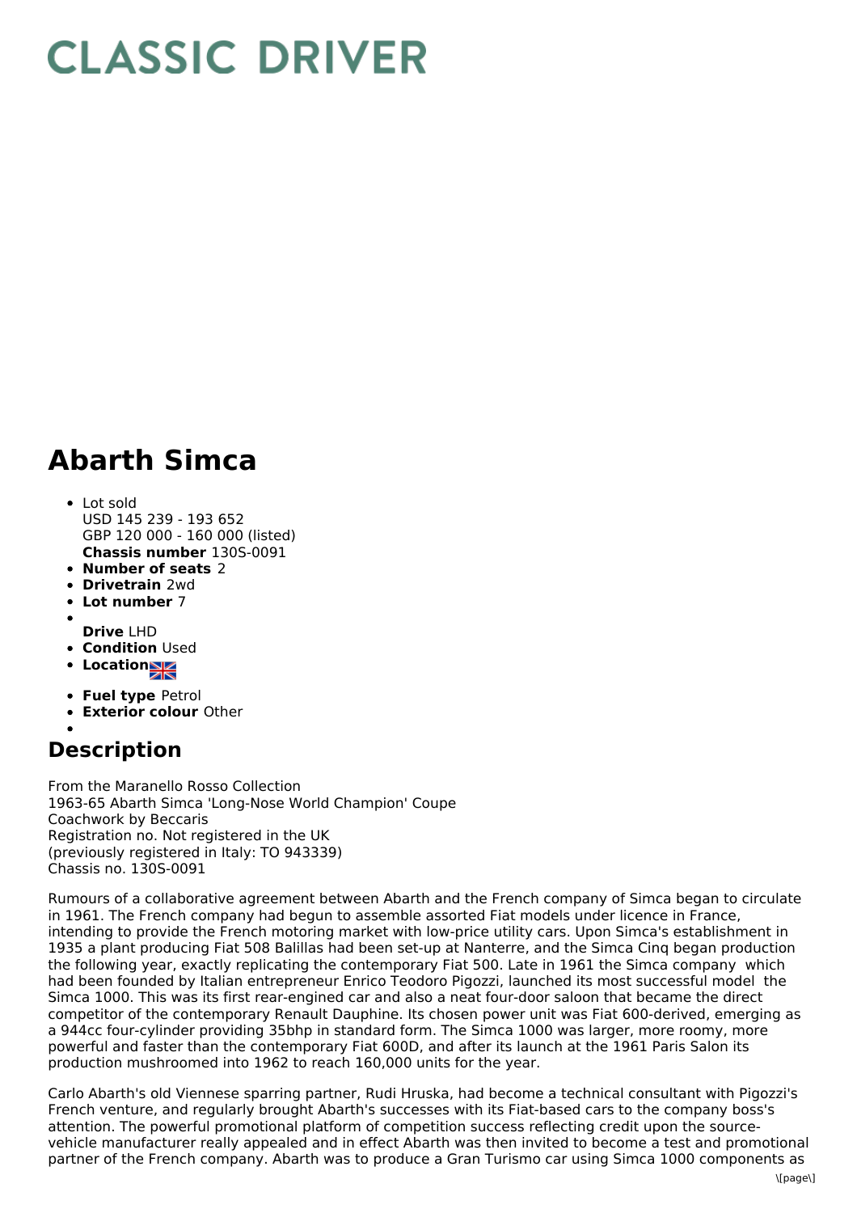# CLASSIC DRIVER

# Abarth Simca

- Lot sold
  USD 145 239 - 193 652
  GBP 120 000 - 160 000 (listed)
  **Chassis number** 130S-0091
- **Number of seats** 2
- **Drivetrain** 2wd
- **Lot number** 7
- **Drive** LHD
- **Condition** Used
- **Location**
- **Fuel type** Petrol
- **Exterior colour** Other

## Description

From the Maranello Rosso Collection
1963-65 Abarth Simca 'Long-Nose World Champion' Coupe
Coachwork by Beccaris
Registration no. Not registered in the UK
(previously registered in Italy: TO 943339)
Chassis no. 130S-0091

Rumours of a collaborative agreement between Abarth and the French company of Simca began to circulate in 1961. The French company had begun to assemble assorted Fiat models under licence in France, intending to provide the French motoring market with low-price utility cars. Upon Simca's establishment in 1935 a plant producing Fiat 508 Balillas had been set-up at Nanterre, and the Simca Cinq began production the following year, exactly replicating the contemporary Fiat 500. Late in 1961 the Simca company which had been founded by Italian entrepreneur Enrico Teodoro Pigozzi, launched its most successful model the Simca 1000. This was its first rear-engined car and also a neat four-door saloon that became the direct competitor of the contemporary Renault Dauphine. Its chosen power unit was Fiat 600-derived, emerging as a 944cc four-cylinder providing 35bhp in standard form. The Simca 1000 was larger, more roomy, more powerful and faster than the contemporary Fiat 600D, and after its launch at the 1961 Paris Salon its production mushroomed into 1962 to reach 160,000 units for the year.

Carlo Abarth's old Viennese sparring partner, Rudi Hruska, had become a technical consultant with Pigozzi's French venture, and regularly brought Abarth's successes with its Fiat-based cars to the company boss's attention. The powerful promotional platform of competition success reflecting credit upon the source-vehicle manufacturer really appealed and in effect Abarth was then invited to become a test and promotional partner of the French company. Abarth was to produce a Gran Turismo car using Simca 1000 components as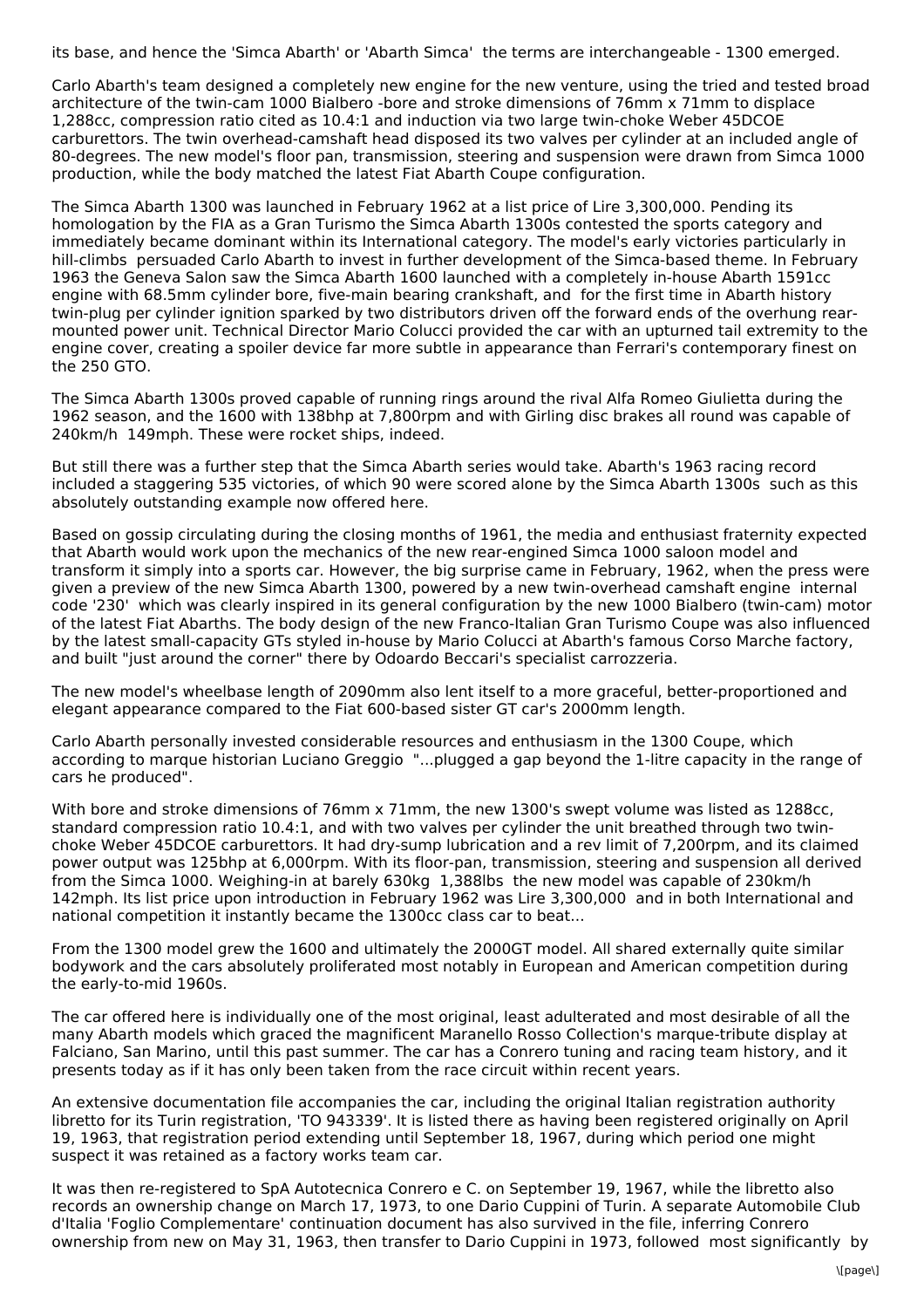its base, and hence the 'Simca Abarth' or 'Abarth Simca'  the terms are interchangeable - 1300 emerged.

Carlo Abarth's team designed a completely new engine for the new venture, using the tried and tested broad architecture of the twin-cam 1000 Bialbero -bore and stroke dimensions of 76mm x 71mm to displace 1,288cc, compression ratio cited as 10.4:1 and induction via two large twin-choke Weber 45DCOE carburettors. The twin overhead-camshaft head disposed its two valves per cylinder at an included angle of 80-degrees. The new model's floor pan, transmission, steering and suspension were drawn from Simca 1000 production, while the body matched the latest Fiat Abarth Coupe configuration.

The Simca Abarth 1300 was launched in February 1962 at a list price of Lire 3,300,000. Pending its homologation by the FIA as a Gran Turismo the Simca Abarth 1300s contested the sports category and immediately became dominant within its International category. The model's early victories particularly in hill-climbs  persuaded Carlo Abarth to invest in further development of the Simca-based theme. In February 1963 the Geneva Salon saw the Simca Abarth 1600 launched with a completely in-house Abarth 1591cc engine with 68.5mm cylinder bore, five-main bearing crankshaft, and  for the first time in Abarth history twin-plug per cylinder ignition sparked by two distributors driven off the forward ends of the overhung rear-mounted power unit. Technical Director Mario Colucci provided the car with an upturned tail extremity to the engine cover, creating a spoiler device far more subtle in appearance than Ferrari's contemporary finest on the 250 GTO.

The Simca Abarth 1300s proved capable of running rings around the rival Alfa Romeo Giulietta during the 1962 season, and the 1600 with 138bhp at 7,800rpm and with Girling disc brakes all round was capable of 240km/h  149mph. These were rocket ships, indeed.

But still there was a further step that the Simca Abarth series would take. Abarth's 1963 racing record included a staggering 535 victories, of which 90 were scored alone by the Simca Abarth 1300s  such as this absolutely outstanding example now offered here.

Based on gossip circulating during the closing months of 1961, the media and enthusiast fraternity expected that Abarth would work upon the mechanics of the new rear-engined Simca 1000 saloon model and transform it simply into a sports car. However, the big surprise came in February, 1962, when the press were given a preview of the new Simca Abarth 1300, powered by a new twin-overhead camshaft engine  internal code '230'  which was clearly inspired in its general configuration by the new 1000 Bialbero (twin-cam) motor of the latest Fiat Abarths. The body design of the new Franco-Italian Gran Turismo Coupe was also influenced by the latest small-capacity GTs styled in-house by Mario Colucci at Abarth's famous Corso Marche factory, and built "just around the corner" there by Odoardo Beccari's specialist carrozzeria.

The new model's wheelbase length of 2090mm also lent itself to a more graceful, better-proportioned and elegant appearance compared to the Fiat 600-based sister GT car's 2000mm length.

Carlo Abarth personally invested considerable resources and enthusiasm in the 1300 Coupe, which according to marque historian Luciano Greggio  "...plugged a gap beyond the 1-litre capacity in the range of cars he produced".

With bore and stroke dimensions of 76mm x 71mm, the new 1300's swept volume was listed as 1288cc, standard compression ratio 10.4:1, and with two valves per cylinder the unit breathed through two twin-choke Weber 45DCOE carburettors. It had dry-sump lubrication and a rev limit of 7,200rpm, and its claimed power output was 125bhp at 6,000rpm. With its floor-pan, transmission, steering and suspension all derived from the Simca 1000. Weighing-in at barely 630kg  1,388lbs  the new model was capable of 230km/h 142mph. Its list price upon introduction in February 1962 was Lire 3,300,000  and in both International and national competition it instantly became the 1300cc class car to beat...

From the 1300 model grew the 1600 and ultimately the 2000GT model. All shared externally quite similar bodywork and the cars absolutely proliferated most notably in European and American competition during the early-to-mid 1960s.

The car offered here is individually one of the most original, least adulterated and most desirable of all the many Abarth models which graced the magnificent Maranello Rosso Collection's marque-tribute display at Falciano, San Marino, until this past summer. The car has a Conrero tuning and racing team history, and it presents today as if it has only been taken from the race circuit within recent years.

An extensive documentation file accompanies the car, including the original Italian registration authority libretto for its Turin registration, 'TO 943339'. It is listed there as having been registered originally on April 19, 1963, that registration period extending until September 18, 1967, during which period one might suspect it was retained as a factory works team car.

It was then re-registered to SpA Autotecnica Conrero e C. on September 19, 1967, while the libretto also records an ownership change on March 17, 1973, to one Dario Cuppini of Turin. A separate Automobile Club d'Italia 'Foglio Complementare' continuation document has also survived in the file, inferring Conrero ownership from new on May 31, 1963, then transfer to Dario Cuppini in 1973, followed  most significantly  by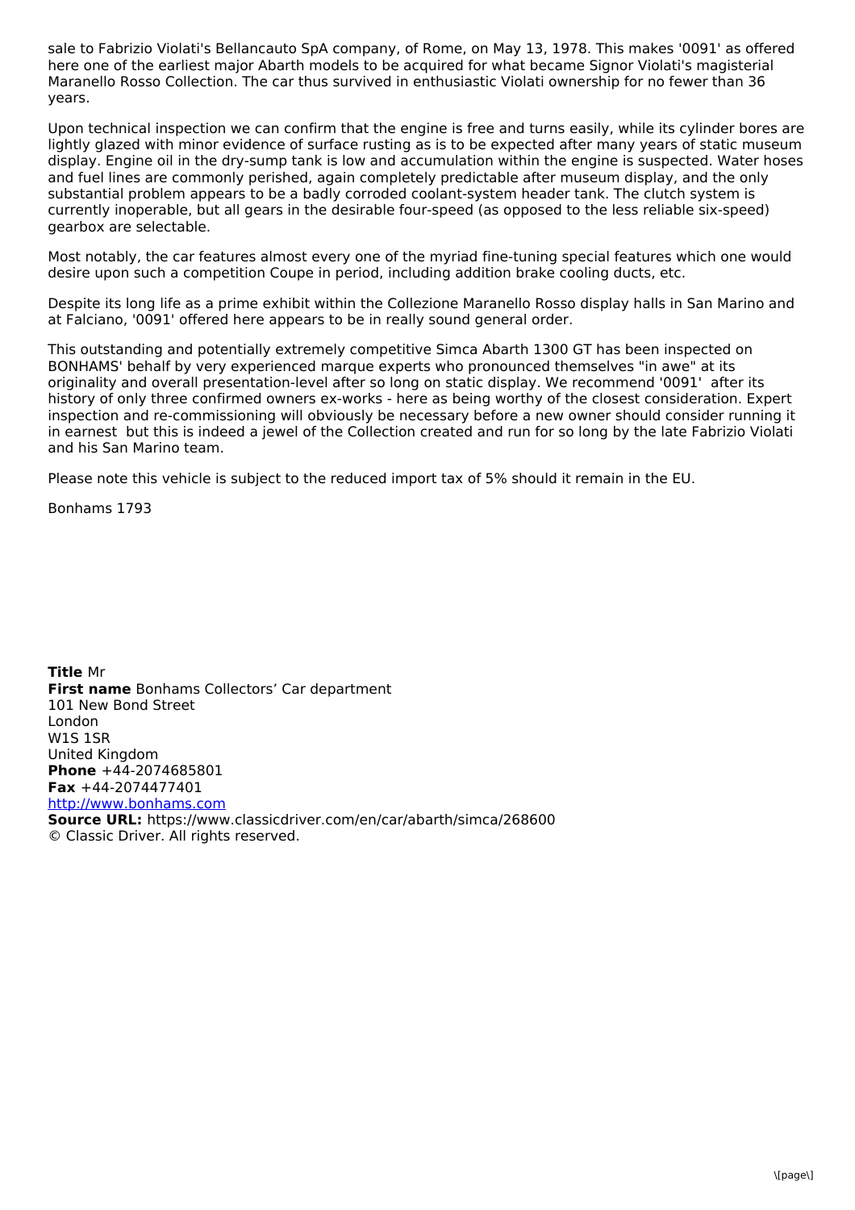sale to Fabrizio Violati's Bellancauto SpA company, of Rome, on May 13, 1978. This makes '0091' as offered here one of the earliest major Abarth models to be acquired for what became Signor Violati's magisterial Maranello Rosso Collection. The car thus survived in enthusiastic Violati ownership for no fewer than 36 years.

Upon technical inspection we can confirm that the engine is free and turns easily, while its cylinder bores are lightly glazed with minor evidence of surface rusting as is to be expected after many years of static museum display. Engine oil in the dry-sump tank is low and accumulation within the engine is suspected. Water hoses and fuel lines are commonly perished, again completely predictable after museum display, and the only substantial problem appears to be a badly corroded coolant-system header tank. The clutch system is currently inoperable, but all gears in the desirable four-speed (as opposed to the less reliable six-speed) gearbox are selectable.

Most notably, the car features almost every one of the myriad fine-tuning special features which one would desire upon such a competition Coupe in period, including addition brake cooling ducts, etc.

Despite its long life as a prime exhibit within the Collezione Maranello Rosso display halls in San Marino and at Falciano, '0091' offered here appears to be in really sound general order.

This outstanding and potentially extremely competitive Simca Abarth 1300 GT has been inspected on BONHAMS' behalf by very experienced marque experts who pronounced themselves "in awe" at its originality and overall presentation-level after so long on static display. We recommend '0091' after its history of only three confirmed owners ex-works - here as being worthy of the closest consideration. Expert inspection and re-commissioning will obviously be necessary before a new owner should consider running it in earnest but this is indeed a jewel of the Collection created and run for so long by the late Fabrizio Violati and his San Marino team.

Please note this vehicle is subject to the reduced import tax of 5% should it remain in the EU.

Bonhams 1793

**Title** Mr
**First name** Bonhams Collectors' Car department
101 New Bond Street
London
W1S 1SR
United Kingdom
**Phone** +44-2074685801
**Fax** +44-2074477401
http://www.bonhams.com
**Source URL:** https://www.classicdriver.com/en/car/abarth/simca/268600
© Classic Driver. All rights reserved.